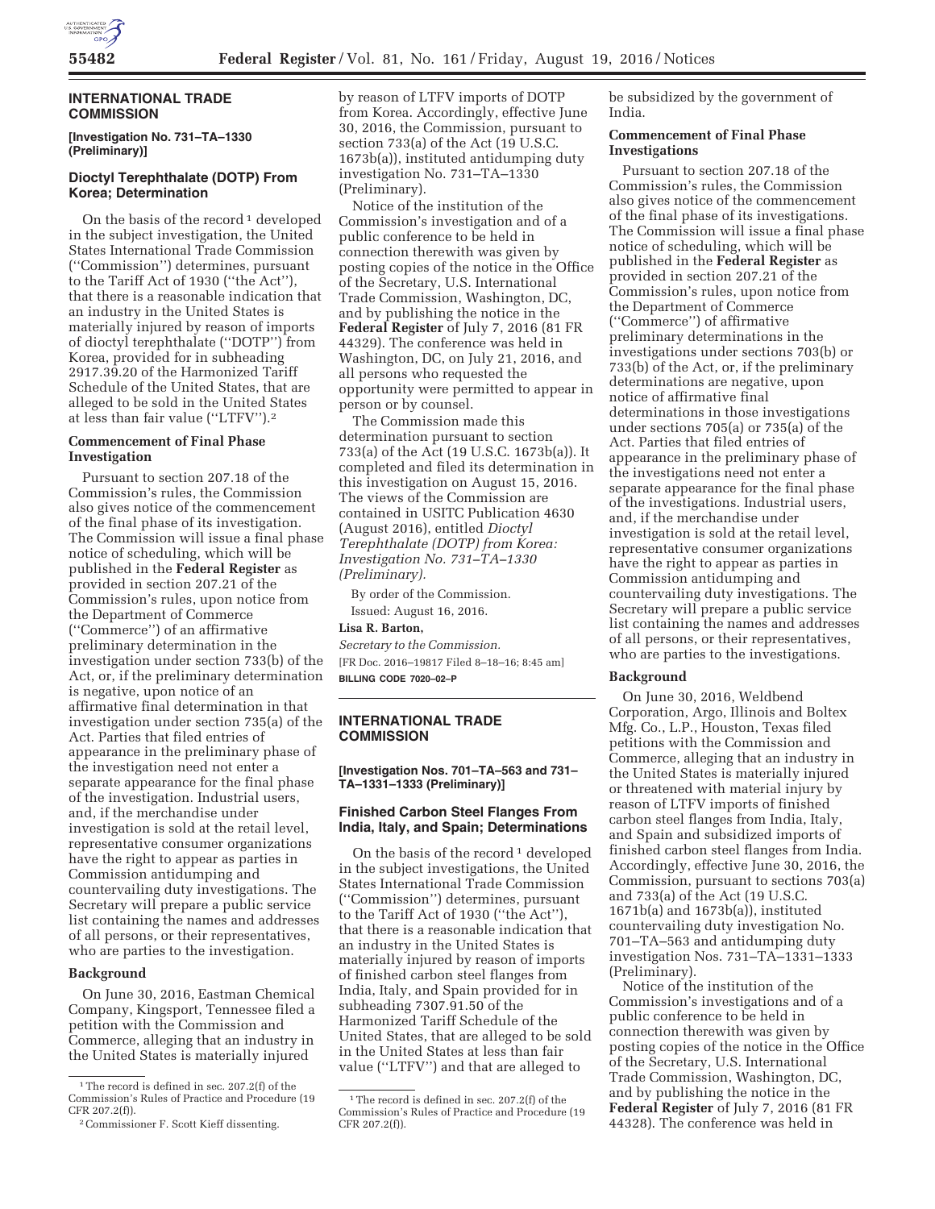## INTERNATIONAL TRADE COMMISSION

**[Investigation No. 731–TA–1330 (Preliminary)]**

### Dioctyl Terephthalate (DOTP) From Korea; Determination

On the basis of the record[1] developed in the subject investigation, the United States International Trade Commission (''Commission'') determines, pursuant to the Tariff Act of 1930 (''the Act''), that there is a reasonable indication that an industry in the United States is materially injured by reason of imports of dioctyl terephthalate (''DOTP'') from Korea, provided for in subheading 2917.39.20 of the Harmonized Tariff Schedule of the United States, that are alleged to be sold in the United States at less than fair value (''LTFV'').[2]

#### Commencement of Final Phase Investigation

Pursuant to section 207.18 of the Commission's rules, the Commission also gives notice of the commencement of the final phase of its investigation. The Commission will issue a final phase notice of scheduling, which will be published in the **Federal Register** as provided in section 207.21 of the Commission's rules, upon notice from the Department of Commerce (''Commerce'') of an affirmative preliminary determination in the investigation under section 733(b) of the Act, or, if the preliminary determination is negative, upon notice of an affirmative final determination in that investigation under section 735(a) of the Act. Parties that filed entries of appearance in the preliminary phase of the investigation need not enter a separate appearance for the final phase of the investigation. Industrial users, and, if the merchandise under investigation is sold at the retail level, representative consumer organizations have the right to appear as parties in Commission antidumping and countervailing duty investigations. The Secretary will prepare a public service list containing the names and addresses of all persons, or their representatives, who are parties to the investigation.

#### Background

On June 30, 2016, Eastman Chemical Company, Kingsport, Tennessee filed a petition with the Commission and Commerce, alleging that an industry in the United States is materially injured by reason of LTFV imports of DOTP from Korea. Accordingly, effective June 30, 2016, the Commission, pursuant to section 733(a) of the Act (19 U.S.C. 1673b(a)), instituted antidumping duty investigation No. 731–TA–1330 (Preliminary).

Notice of the institution of the Commission's investigation and of a public conference to be held in connection therewith was given by posting copies of the notice in the Office of the Secretary, U.S. International Trade Commission, Washington, DC, and by publishing the notice in the **Federal Register** of July 7, 2016 (81 FR 44329). The conference was held in Washington, DC, on July 21, 2016, and all persons who requested the opportunity were permitted to appear in person or by counsel.

The Commission made this determination pursuant to section 733(a) of the Act (19 U.S.C. 1673b(a)). It completed and filed its determination in this investigation on August 15, 2016. The views of the Commission are contained in USITC Publication 4630 (August 2016), entitled *Dioctyl Terephthalate (DOTP) from Korea: Investigation No. 731–TA–1330 (Preliminary).*

By order of the Commission.

Issued: August 16, 2016.

**Lisa R. Barton,**

*Secretary to the Commission.*

[FR Doc. 2016–19817 Filed 8–18–16; 8:45 am]

**BILLING CODE 7020–02–P**

[1] The record is defined in sec. 207.2(f) of the Commission's Rules of Practice and Procedure (19 CFR 207.2(f)).

[2] Commissioner F. Scott Kieff dissenting.

## INTERNATIONAL TRADE COMMISSION

**[Investigation Nos. 701–TA–563 and 731–TA–1331–1333 (Preliminary)]**

### Finished Carbon Steel Flanges From India, Italy, and Spain; Determinations

On the basis of the record[1] developed in the subject investigations, the United States International Trade Commission (''Commission'') determines, pursuant to the Tariff Act of 1930 (''the Act''), that there is a reasonable indication that an industry in the United States is materially injured by reason of imports of finished carbon steel flanges from India, Italy, and Spain provided for in subheading 7307.91.50 of the Harmonized Tariff Schedule of the United States, that are alleged to be sold in the United States at less than fair value (''LTFV'') and that are alleged to be subsidized by the government of India.

#### Commencement of Final Phase Investigations

Pursuant to section 207.18 of the Commission's rules, the Commission also gives notice of the commencement of the final phase of its investigations. The Commission will issue a final phase notice of scheduling, which will be published in the **Federal Register** as provided in section 207.21 of the Commission's rules, upon notice from the Department of Commerce (''Commerce'') of affirmative preliminary determinations in the investigations under sections 703(b) or 733(b) of the Act, or, if the preliminary determinations are negative, upon notice of affirmative final determinations in those investigations under sections 705(a) or 735(a) of the Act. Parties that filed entries of appearance in the preliminary phase of the investigations need not enter a separate appearance for the final phase of the investigations. Industrial users, and, if the merchandise under investigation is sold at the retail level, representative consumer organizations have the right to appear as parties in Commission antidumping and countervailing duty investigations. The Secretary will prepare a public service list containing the names and addresses of all persons, or their representatives, who are parties to the investigations.

#### Background

On June 30, 2016, Weldbend Corporation, Argo, Illinois and Boltex Mfg. Co., L.P., Houston, Texas filed petitions with the Commission and Commerce, alleging that an industry in the United States is materially injured or threatened with material injury by reason of LTFV imports of finished carbon steel flanges from India, Italy, and Spain and subsidized imports of finished carbon steel flanges from India. Accordingly, effective June 30, 2016, the Commission, pursuant to sections 703(a) and 733(a) of the Act (19 U.S.C. 1671b(a) and 1673b(a)), instituted countervailing duty investigation No. 701–TA–563 and antidumping duty investigation Nos. 731–TA–1331–1333 (Preliminary).

Notice of the institution of the Commission's investigations and of a public conference to be held in connection therewith was given by posting copies of the notice in the Office of the Secretary, U.S. International Trade Commission, Washington, DC, and by publishing the notice in the **Federal Register** of July 7, 2016 (81 FR 44328). The conference was held in

[1] The record is defined in sec. 207.2(f) of the Commission's Rules of Practice and Procedure (19 CFR 207.2(f)).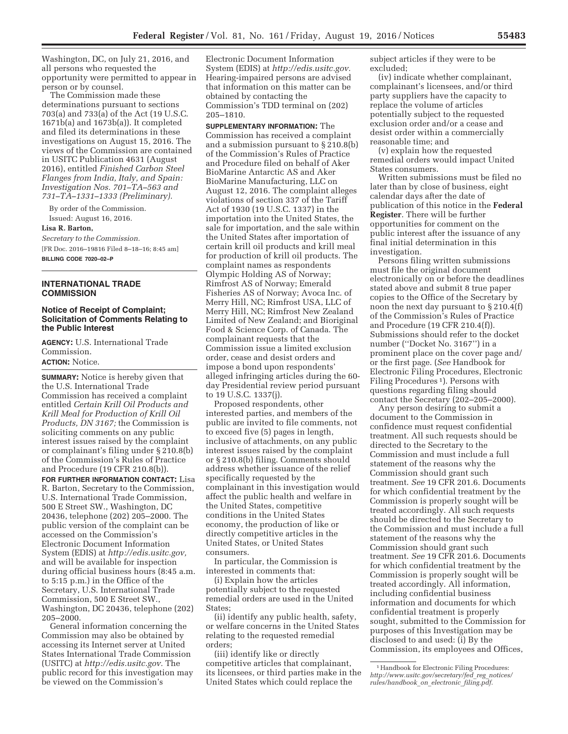Washington, DC, on July 21, 2016, and all persons who requested the opportunity were permitted to appear in person or by counsel.

The Commission made these determinations pursuant to sections 703(a) and 733(a) of the Act (19 U.S.C. 1671b(a) and 1673b(a)). It completed and filed its determinations in these investigations on August 15, 2016. The views of the Commission are contained in USITC Publication 4631 (August 2016), entitled *Finished Carbon Steel Flanges from India, Italy, and Spain: Investigation Nos. 701–TA–563 and 731–TA–1331–1333 (Preliminary).*

By order of the Commission.

Issued: August 16, 2016.

**Lisa R. Barton,**

*Secretary to the Commission.*

[FR Doc. 2016–19816 Filed 8–18–16; 8:45 am]

**BILLING CODE 7020–02–P**

## INTERNATIONAL TRADE COMMISSION

### Notice of Receipt of Complaint; Solicitation of Comments Relating to the Public Interest

**AGENCY:** U.S. International Trade Commission.

**ACTION:** Notice.

**SUMMARY:** Notice is hereby given that the U.S. International Trade Commission has received a complaint entitled *Certain Krill Oil Products and Krill Meal for Production of Krill Oil Products, DN 3167;* the Commission is soliciting comments on any public interest issues raised by the complaint or complainant's filing under § 210.8(b) of the Commission's Rules of Practice and Procedure (19 CFR 210.8(b)).

**FOR FURTHER INFORMATION CONTACT:** Lisa R. Barton, Secretary to the Commission, U.S. International Trade Commission, 500 E Street SW., Washington, DC 20436, telephone (202) 205–2000. The public version of the complaint can be accessed on the Commission's Electronic Document Information System (EDIS) at *http://edis.usitc.gov,* and will be available for inspection during official business hours (8:45 a.m. to 5:15 p.m.) in the Office of the Secretary, U.S. International Trade Commission, 500 E Street SW., Washington, DC 20436, telephone (202) 205–2000.

General information concerning the Commission may also be obtained by accessing its Internet server at United States International Trade Commission (USITC) at *http://edis.usitc.gov.* The public record for this investigation may be viewed on the Commission's Electronic Document Information System (EDIS) at *http://edis.usitc.gov.* Hearing-impaired persons are advised that information on this matter can be obtained by contacting the Commission's TDD terminal on (202) 205–1810.

**SUPPLEMENTARY INFORMATION:** The Commission has received a complaint and a submission pursuant to § 210.8(b) of the Commission's Rules of Practice and Procedure filed on behalf of Aker BioMarine Antarctic AS and Aker BioMarine Manufacturing, LLC on August 12, 2016. The complaint alleges violations of section 337 of the Tariff Act of 1930 (19 U.S.C. 1337) in the importation into the United States, the sale for importation, and the sale within the United States after importation of certain krill oil products and krill meal for production of krill oil products. The complaint names as respondents Olympic Holding AS of Norway; Rimfrost AS of Norway; Emerald Fisheries AS of Norway; Avoca Inc. of Merry Hill, NC; Rimfrost USA, LLC of Merry Hill, NC; Rimfrost New Zealand Limited of New Zealand; and Bioriginal Food & Science Corp. of Canada. The complainant requests that the Commission issue a limited exclusion order, cease and desist orders and impose a bond upon respondents' alleged infringing articles during the 60-day Presidential review period pursuant to 19 U.S.C. 1337(j).

Proposed respondents, other interested parties, and members of the public are invited to file comments, not to exceed five (5) pages in length, inclusive of attachments, on any public interest issues raised by the complaint or § 210.8(b) filing. Comments should address whether issuance of the relief specifically requested by the complainant in this investigation would affect the public health and welfare in the United States, competitive conditions in the United States economy, the production of like or directly competitive articles in the United States, or United States consumers.

In particular, the Commission is interested in comments that:

(i) Explain how the articles potentially subject to the requested remedial orders are used in the United States;

(ii) identify any public health, safety, or welfare concerns in the United States relating to the requested remedial orders;

(iii) identify like or directly competitive articles that complainant, its licensees, or third parties make in the United States which could replace the subject articles if they were to be excluded;

(iv) indicate whether complainant, complainant's licensees, and/or third party suppliers have the capacity to replace the volume of articles potentially subject to the requested exclusion order and/or a cease and desist order within a commercially reasonable time; and

(v) explain how the requested remedial orders would impact United States consumers.

Written submissions must be filed no later than by close of business, eight calendar days after the date of publication of this notice in the **Federal Register**. There will be further opportunities for comment on the public interest after the issuance of any final initial determination in this investigation.

Persons filing written submissions must file the original document electronically on or before the deadlines stated above and submit 8 true paper copies to the Office of the Secretary by noon the next day pursuant to § 210.4(f) of the Commission's Rules of Practice and Procedure (19 CFR 210.4(f)). Submissions should refer to the docket number (''Docket No. 3167'') in a prominent place on the cover page and/or the first page. (*See* Handbook for Electronic Filing Procedures, Electronic Filing Procedures [1]). Persons with questions regarding filing should contact the Secretary (202–205–2000).

Any person desiring to submit a document to the Commission in confidence must request confidential treatment. All such requests should be directed to the Secretary to the Commission and must include a full statement of the reasons why the Commission should grant such treatment. *See* 19 CFR 201.6. Documents for which confidential treatment by the Commission is properly sought will be treated accordingly. All such requests should be directed to the Secretary to the Commission and must include a full statement of the reasons why the Commission should grant such treatment. *See* 19 CFR 201.6. Documents for which confidential treatment by the Commission is properly sought will be treated accordingly. All information, including confidential business information and documents for which confidential treatment is properly sought, submitted to the Commission for purposes of this Investigation may be disclosed to and used: (i) By the Commission, its employees and Offices,

[1] Handbook for Electronic Filing Procedures: *http://www.usitc.gov/secretary/fed_reg_notices/rules/handbook_on_electronic_filing.pdf.*